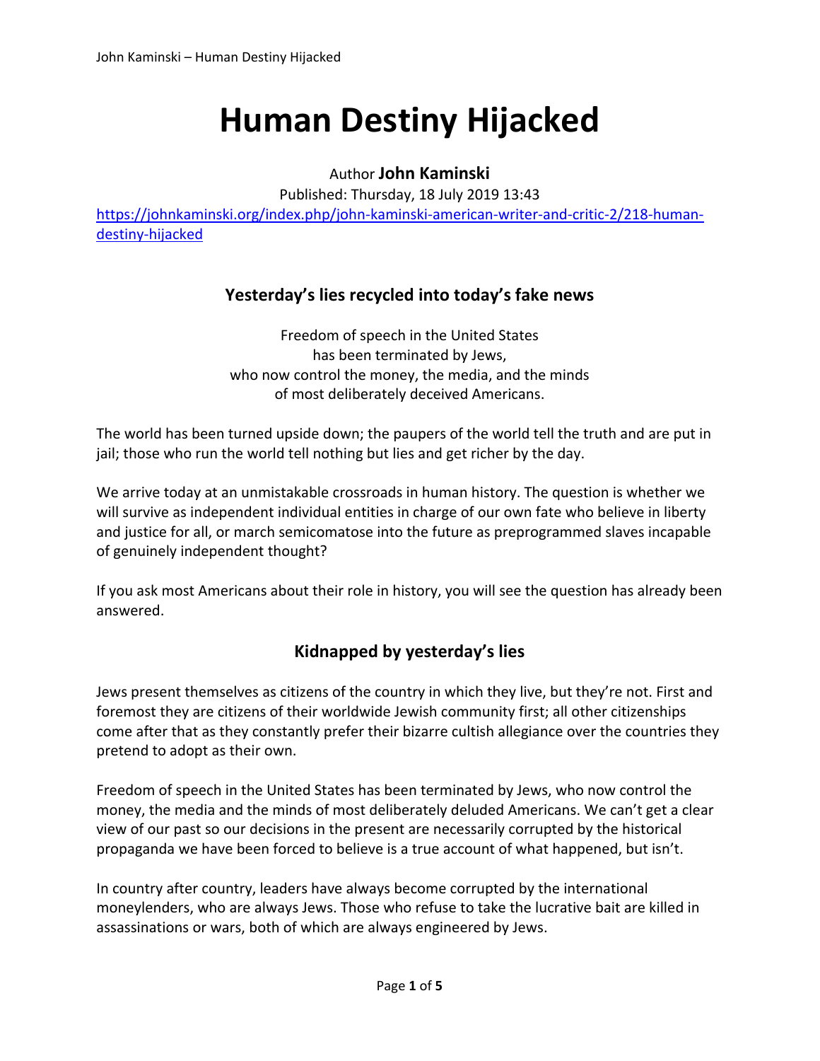# Human Destiny Hijacked

Author **John Kaminski**

Published: Thursday, 18 July 2019 13:43

https://johnkaminski.org/index.php/john-kaminski-american-writer-and-critic-2/218-human-destiny-hijacked

## Yesterday's lies recycled into today's fake news

Freedom of speech in the United States
has been terminated by Jews,
who now control the money, the media, and the minds
of most deliberately deceived Americans.

The world has been turned upside down; the paupers of the world tell the truth and are put in jail; those who run the world tell nothing but lies and get richer by the day.

We arrive today at an unmistakable crossroads in human history. The question is whether we will survive as independent individual entities in charge of our own fate who believe in liberty and justice for all, or march semicomatose into the future as preprogrammed slaves incapable of genuinely independent thought?

If you ask most Americans about their role in history, you will see the question has already been answered.

## Kidnapped by yesterday's lies

Jews present themselves as citizens of the country in which they live, but they're not. First and foremost they are citizens of their worldwide Jewish community first; all other citizenships come after that as they constantly prefer their bizarre cultish allegiance over the countries they pretend to adopt as their own.

Freedom of speech in the United States has been terminated by Jews, who now control the money, the media and the minds of most deliberately deluded Americans. We can't get a clear view of our past so our decisions in the present are necessarily corrupted by the historical propaganda we have been forced to believe is a true account of what happened, but isn't.

In country after country, leaders have always become corrupted by the international moneylenders, who are always Jews. Those who refuse to take the lucrative bait are killed in assassinations or wars, both of which are always engineered by Jews.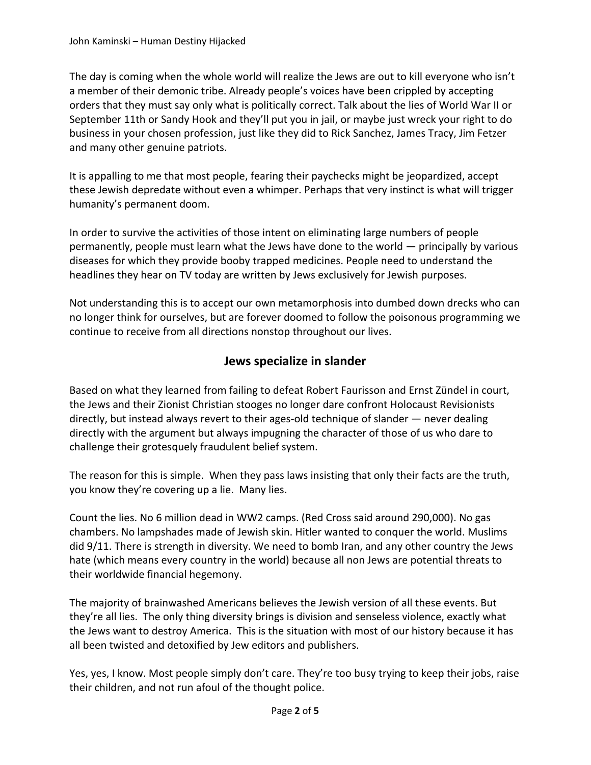The day is coming when the whole world will realize the Jews are out to kill everyone who isn't a member of their demonic tribe. Already people's voices have been crippled by accepting orders that they must say only what is politically correct. Talk about the lies of World War II or September 11th or Sandy Hook and they'll put you in jail, or maybe just wreck your right to do business in your chosen profession, just like they did to Rick Sanchez, James Tracy, Jim Fetzer and many other genuine patriots.

It is appalling to me that most people, fearing their paychecks might be jeopardized, accept these Jewish depredate without even a whimper. Perhaps that very instinct is what will trigger humanity's permanent doom.

In order to survive the activities of those intent on eliminating large numbers of people permanently, people must learn what the Jews have done to the world — principally by various diseases for which they provide booby trapped medicines. People need to understand the headlines they hear on TV today are written by Jews exclusively for Jewish purposes.

Not understanding this is to accept our own metamorphosis into dumbed down drecks who can no longer think for ourselves, but are forever doomed to follow the poisonous programming we continue to receive from all directions nonstop throughout our lives.

## Jews specialize in slander

Based on what they learned from failing to defeat Robert Faurisson and Ernst Zündel in court, the Jews and their Zionist Christian stooges no longer dare confront Holocaust Revisionists directly, but instead always revert to their ages-old technique of slander — never dealing directly with the argument but always impugning the character of those of us who dare to challenge their grotesquely fraudulent belief system.

The reason for this is simple. When they pass laws insisting that only their facts are the truth, you know they're covering up a lie. Many lies.

Count the lies. No 6 million dead in WW2 camps. (Red Cross said around 290,000). No gas chambers. No lampshades made of Jewish skin. Hitler wanted to conquer the world. Muslims did 9/11. There is strength in diversity. We need to bomb Iran, and any other country the Jews hate (which means every country in the world) because all non Jews are potential threats to their worldwide financial hegemony.

The majority of brainwashed Americans believes the Jewish version of all these events. But they're all lies. The only thing diversity brings is division and senseless violence, exactly what the Jews want to destroy America. This is the situation with most of our history because it has all been twisted and detoxified by Jew editors and publishers.

Yes, yes, I know. Most people simply don't care. They're too busy trying to keep their jobs, raise their children, and not run afoul of the thought police.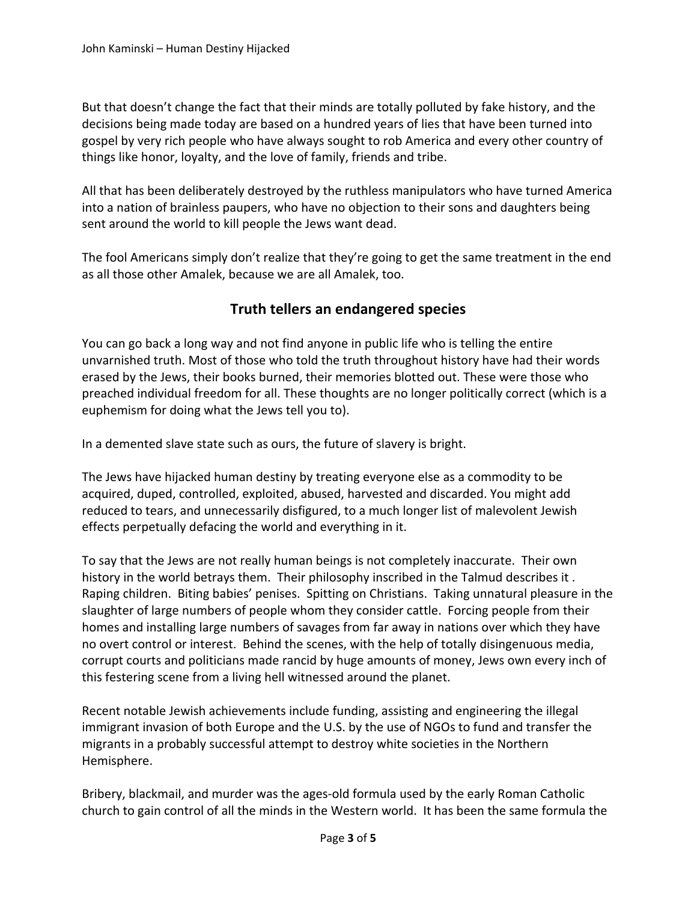But that doesn't change the fact that their minds are totally polluted by fake history, and the decisions being made today are based on a hundred years of lies that have been turned into gospel by very rich people who have always sought to rob America and every other country of things like honor, loyalty, and the love of family, friends and tribe.

All that has been deliberately destroyed by the ruthless manipulators who have turned America into a nation of brainless paupers, who have no objection to their sons and daughters being sent around the world to kill people the Jews want dead.

The fool Americans simply don't realize that they're going to get the same treatment in the end as all those other Amalek, because we are all Amalek, too.

## Truth tellers an endangered species

You can go back a long way and not find anyone in public life who is telling the entire unvarnished truth. Most of those who told the truth throughout history have had their words erased by the Jews, their books burned, their memories blotted out. These were those who preached individual freedom for all. These thoughts are no longer politically correct (which is a euphemism for doing what the Jews tell you to).

In a demented slave state such as ours, the future of slavery is bright.

The Jews have hijacked human destiny by treating everyone else as a commodity to be acquired, duped, controlled, exploited, abused, harvested and discarded. You might add reduced to tears, and unnecessarily disfigured, to a much longer list of malevolent Jewish effects perpetually defacing the world and everything in it.

To say that the Jews are not really human beings is not completely inaccurate. Their own history in the world betrays them. Their philosophy inscribed in the Talmud describes it . Raping children. Biting babies' penises. Spitting on Christians. Taking unnatural pleasure in the slaughter of large numbers of people whom they consider cattle. Forcing people from their homes and installing large numbers of savages from far away in nations over which they have no overt control or interest. Behind the scenes, with the help of totally disingenuous media, corrupt courts and politicians made rancid by huge amounts of money, Jews own every inch of this festering scene from a living hell witnessed around the planet.

Recent notable Jewish achievements include funding, assisting and engineering the illegal immigrant invasion of both Europe and the U.S. by the use of NGOs to fund and transfer the migrants in a probably successful attempt to destroy white societies in the Northern Hemisphere.

Bribery, blackmail, and murder was the ages-old formula used by the early Roman Catholic church to gain control of all the minds in the Western world. It has been the same formula the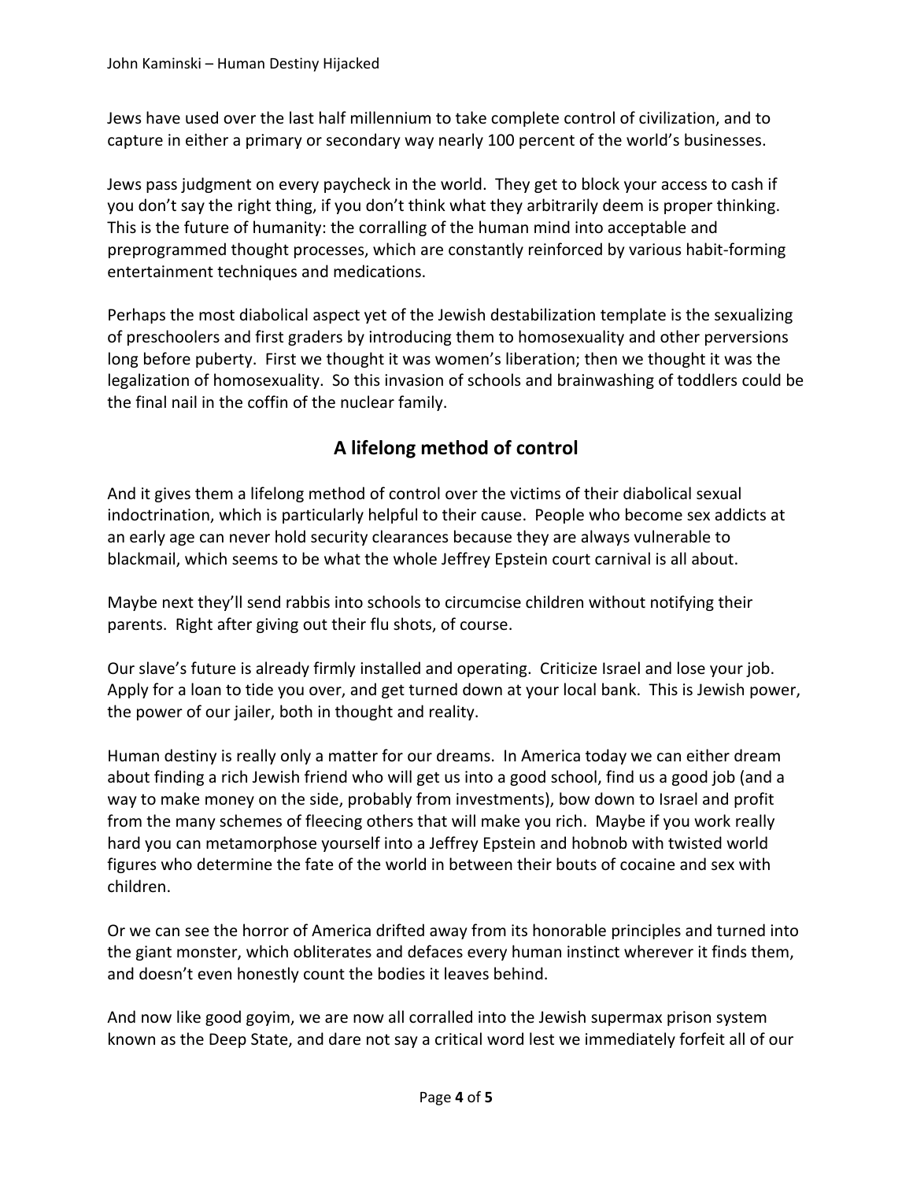Jews have used over the last half millennium to take complete control of civilization, and to capture in either a primary or secondary way nearly 100 percent of the world's businesses.

Jews pass judgment on every paycheck in the world. They get to block your access to cash if you don't say the right thing, if you don't think what they arbitrarily deem is proper thinking. This is the future of humanity: the corralling of the human mind into acceptable and preprogrammed thought processes, which are constantly reinforced by various habit-forming entertainment techniques and medications.

Perhaps the most diabolical aspect yet of the Jewish destabilization template is the sexualizing of preschoolers and first graders by introducing them to homosexuality and other perversions long before puberty. First we thought it was women's liberation; then we thought it was the legalization of homosexuality. So this invasion of schools and brainwashing of toddlers could be the final nail in the coffin of the nuclear family.

## A lifelong method of control

And it gives them a lifelong method of control over the victims of their diabolical sexual indoctrination, which is particularly helpful to their cause. People who become sex addicts at an early age can never hold security clearances because they are always vulnerable to blackmail, which seems to be what the whole Jeffrey Epstein court carnival is all about.

Maybe next they'll send rabbis into schools to circumcise children without notifying their parents. Right after giving out their flu shots, of course.

Our slave's future is already firmly installed and operating. Criticize Israel and lose your job. Apply for a loan to tide you over, and get turned down at your local bank. This is Jewish power, the power of our jailer, both in thought and reality.

Human destiny is really only a matter for our dreams. In America today we can either dream about finding a rich Jewish friend who will get us into a good school, find us a good job (and a way to make money on the side, probably from investments), bow down to Israel and profit from the many schemes of fleecing others that will make you rich. Maybe if you work really hard you can metamorphose yourself into a Jeffrey Epstein and hobnob with twisted world figures who determine the fate of the world in between their bouts of cocaine and sex with children.

Or we can see the horror of America drifted away from its honorable principles and turned into the giant monster, which obliterates and defaces every human instinct wherever it finds them, and doesn't even honestly count the bodies it leaves behind.

And now like good goyim, we are now all corralled into the Jewish supermax prison system known as the Deep State, and dare not say a critical word lest we immediately forfeit all of our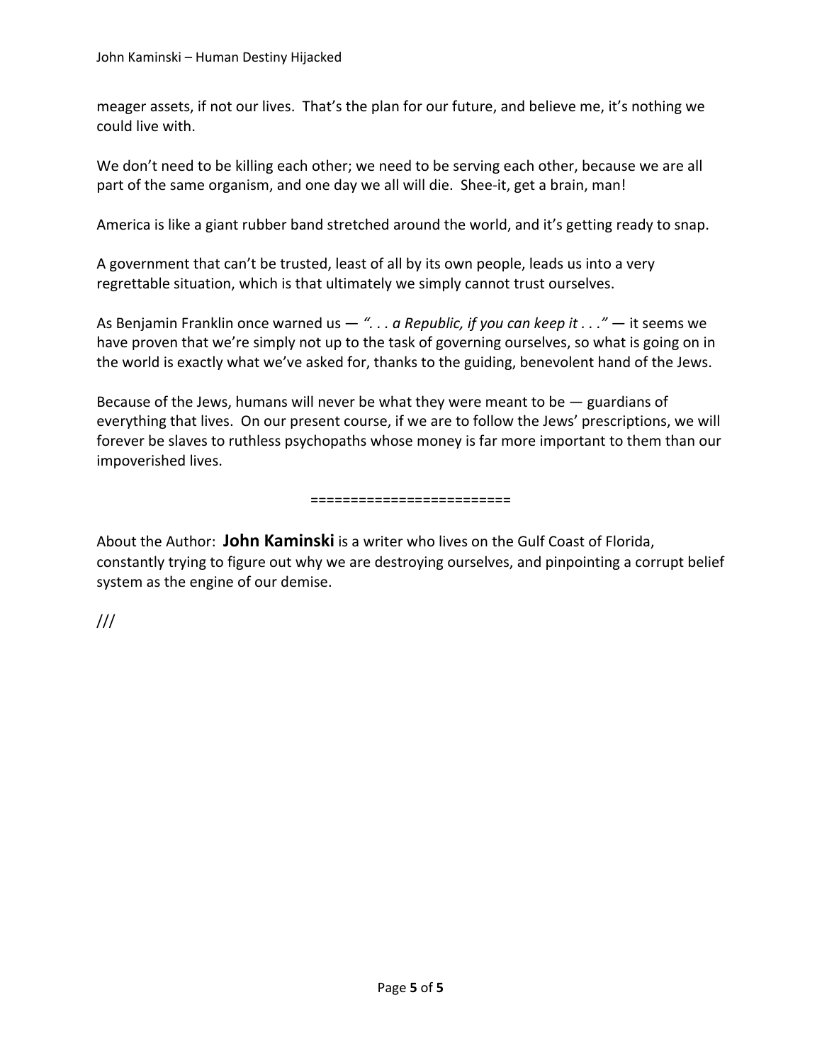meager assets, if not our lives. That's the plan for our future, and believe me, it's nothing we could live with.

We don't need to be killing each other; we need to be serving each other, because we are all part of the same organism, and one day we all will die. Shee-it, get a brain, man!

America is like a giant rubber band stretched around the world, and it's getting ready to snap.

A government that can't be trusted, least of all by its own people, leads us into a very regrettable situation, which is that ultimately we simply cannot trust ourselves.

As Benjamin Franklin once warned us — *". . . a Republic, if you can keep it . . ."* — it seems we have proven that we're simply not up to the task of governing ourselves, so what is going on in the world is exactly what we've asked for, thanks to the guiding, benevolent hand of the Jews.

Because of the Jews, humans will never be what they were meant to be — guardians of everything that lives. On our present course, if we are to follow the Jews' prescriptions, we will forever be slaves to ruthless psychopaths whose money is far more important to them than our impoverished lives.

========================

About the Author: **John Kaminski** is a writer who lives on the Gulf Coast of Florida, constantly trying to figure out why we are destroying ourselves, and pinpointing a corrupt belief system as the engine of our demise.

///